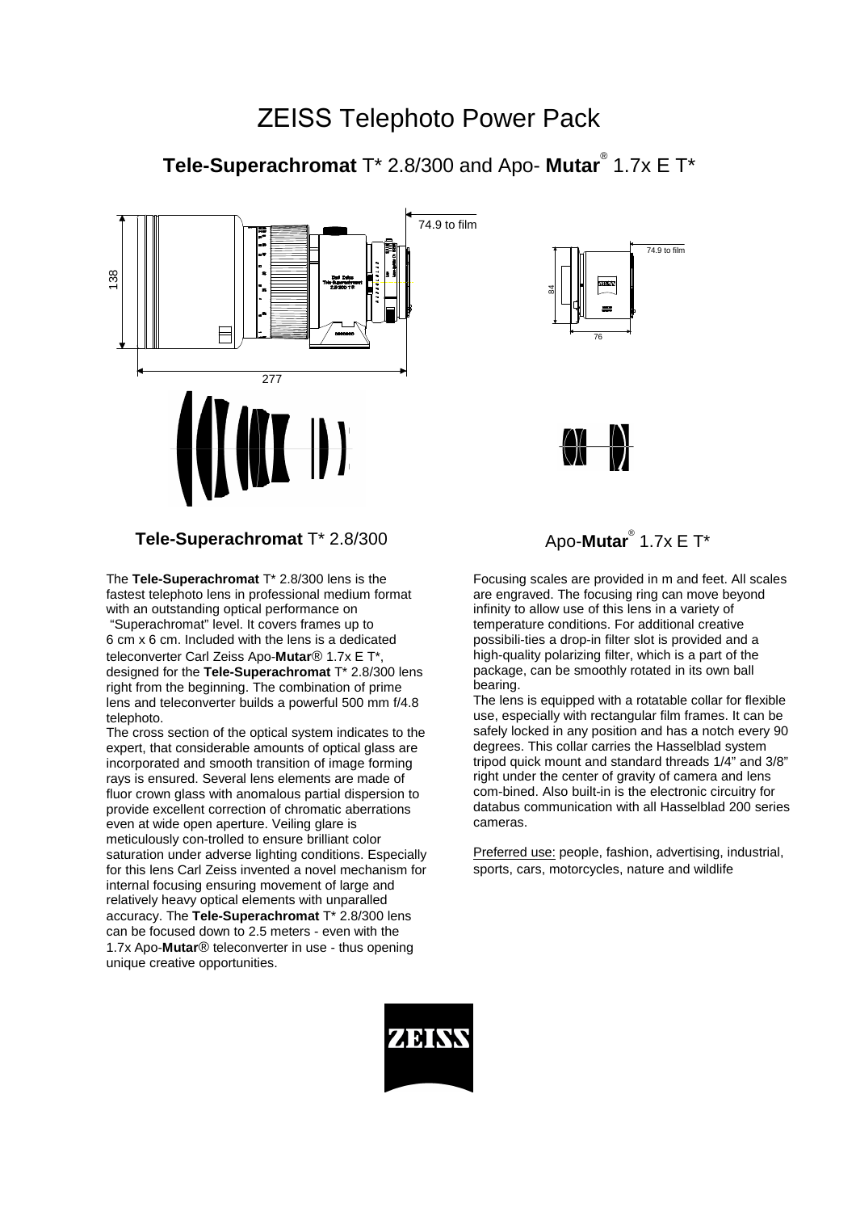# ZEISS Telephoto Power Pack

## **Tele-Superachromat** T* 2.8/300 and Apo- **Mutar**® 1.7x E T*

74.9 to film

138

277

74.9 to film

84

76

### **Tele-Superachromat** T* 2.8/300

### Apo-**Mutar**® 1.7x E T*

The **Tele-Superachromat** T* 2.8/300 lens is the fastest telephoto lens in professional medium format with an outstanding optical performance on "Superachromat" level. It covers frames up to 6 cm x 6 cm. Included with the lens is a dedicated teleconverter Carl Zeiss Apo-**Mutar**® 1.7x E T*, designed for the **Tele-Superachromat** T* 2.8/300 lens right from the beginning. The combination of prime lens and teleconverter builds a powerful 500 mm f/4.8 telephoto.

The cross section of the optical system indicates to the expert, that considerable amounts of optical glass are incorporated and smooth transition of image forming rays is ensured. Several lens elements are made of fluor crown glass with anomalous partial dispersion to provide excellent correction of chromatic aberrations even at wide open aperture. Veiling glare is meticulously con-trolled to ensure brilliant color saturation under adverse lighting conditions. Especially for this lens Carl Zeiss invented a novel mechanism for internal focusing ensuring movement of large and relatively heavy optical elements with unparalled accuracy. The **Tele-Superachromat** T* 2.8/300 lens can be focused down to 2.5 meters - even with the 1.7x Apo-**Mutar**® teleconverter in use - thus opening unique creative opportunities.

Focusing scales are provided in m and feet. All scales are engraved. The focusing ring can move beyond infinity to allow use of this lens in a variety of temperature conditions. For additional creative possibili-ties a drop-in filter slot is provided and a high-quality polarizing filter, which is a part of the package, can be smoothly rotated in its own ball bearing.

The lens is equipped with a rotatable collar for flexible use, especially with rectangular film frames. It can be safely locked in any position and has a notch every 90 degrees. This collar carries the Hasselblad system tripod quick mount and standard threads 1/4" and 3/8" right under the center of gravity of camera and lens com-bined. Also built-in is the electronic circuitry for databus communication with all Hasselblad 200 series cameras.

<u>Preferred use:</u> people, fashion, advertising, industrial, sports, cars, motorcycles, nature and wildlife

ZEISS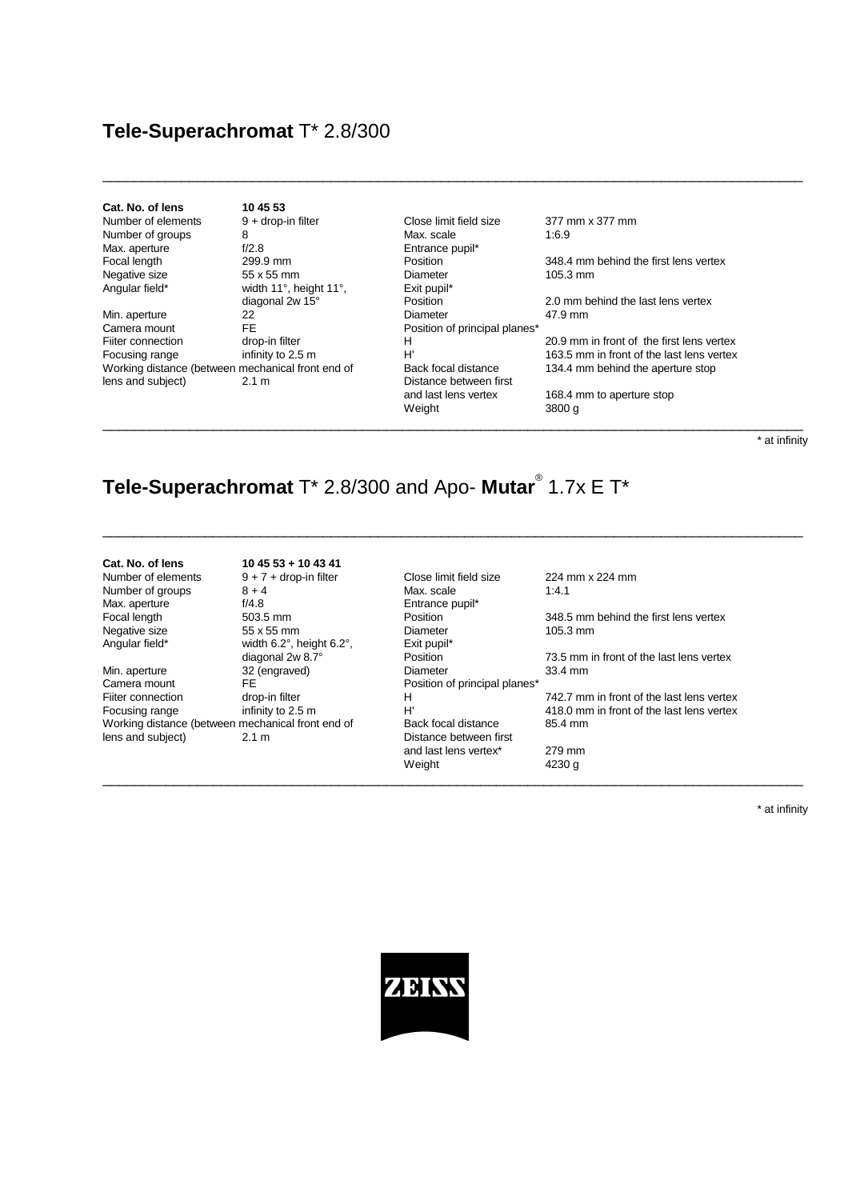## **Tele-Superachromat** T* 2.8/300

| | | | |
|---|---|---|---|
| **Cat. No. of lens** | **10 45 53** | | |
| Number of elements | 9 + drop-in filter | Close limit field size | 377 mm x 377 mm |
| Number of groups | 8 | Max. scale | 1:6.9 |
| Max. aperture | f/2.8 | Entrance pupil* | |
| Focal length | 299.9 mm | Position | 348.4 mm behind the first lens vertex |
| Negative size | 55 x 55 mm | Diameter | 105.3 mm |
| Angular field* | width 11°, height 11°, diagonal 2w 15° | Exit pupil* | |
| | | Position | 2.0 mm behind the last lens vertex |
| Min. aperture | 22 | Diameter | 47.9 mm |
| Camera mount | FE | Position of principal planes* | |
| Fiiter connection | drop-in filter | H | 20.9 mm in front of the first lens vertex |
| Focusing range | infinity to 2.5 m | H' | 163.5 mm in front of the last lens vertex |
| Working distance (between mechanical front end of lens and subject) | 2.1 m | Back focal distance | 134.4 mm behind the aperture stop |
| | | Distance between first and last lens vertex | 168.4 mm to aperture stop |
| | | Weight | 3800 g |

\* at infinity

## **Tele-Superachromat** T* 2.8/300 and Apo- **Mutar**® 1.7x E T*

| | | | |
|---|---|---|---|
| **Cat. No. of lens** | **10 45 53 + 10 43 41** | | |
| Number of elements | 9 + 7 + drop-in filter | Close limit field size | 224 mm x 224 mm |
| Number of groups | 8 + 4 | Max. scale | 1:4.1 |
| Max. aperture | f/4.8 | Entrance pupil* | |
| Focal length | 503.5 mm | Position | 348.5 mm behind the first lens vertex |
| Negative size | 55 x 55 mm | Diameter | 105.3 mm |
| Angular field* | width 6.2°, height 6.2°, diagonal 2w 8.7° | Exit pupil* | |
| | | Position | 73.5 mm in front of the last lens vertex |
| Min. aperture | 32 (engraved) | Diameter | 33.4 mm |
| Camera mount | FE | Position of principal planes* | |
| Fiiter connection | drop-in filter | H | 742.7 mm in front of the last lens vertex |
| Focusing range | infinity to 2.5 m | H' | 418.0 mm in front of the last lens vertex |
| Working distance (between mechanical front end of lens and subject) | 2.1 m | Back focal distance | 85.4 mm |
| | | Distance between first and last lens vertex* | 279 mm |
| | | Weight | 4230 g |

\* at infinity

ZEISS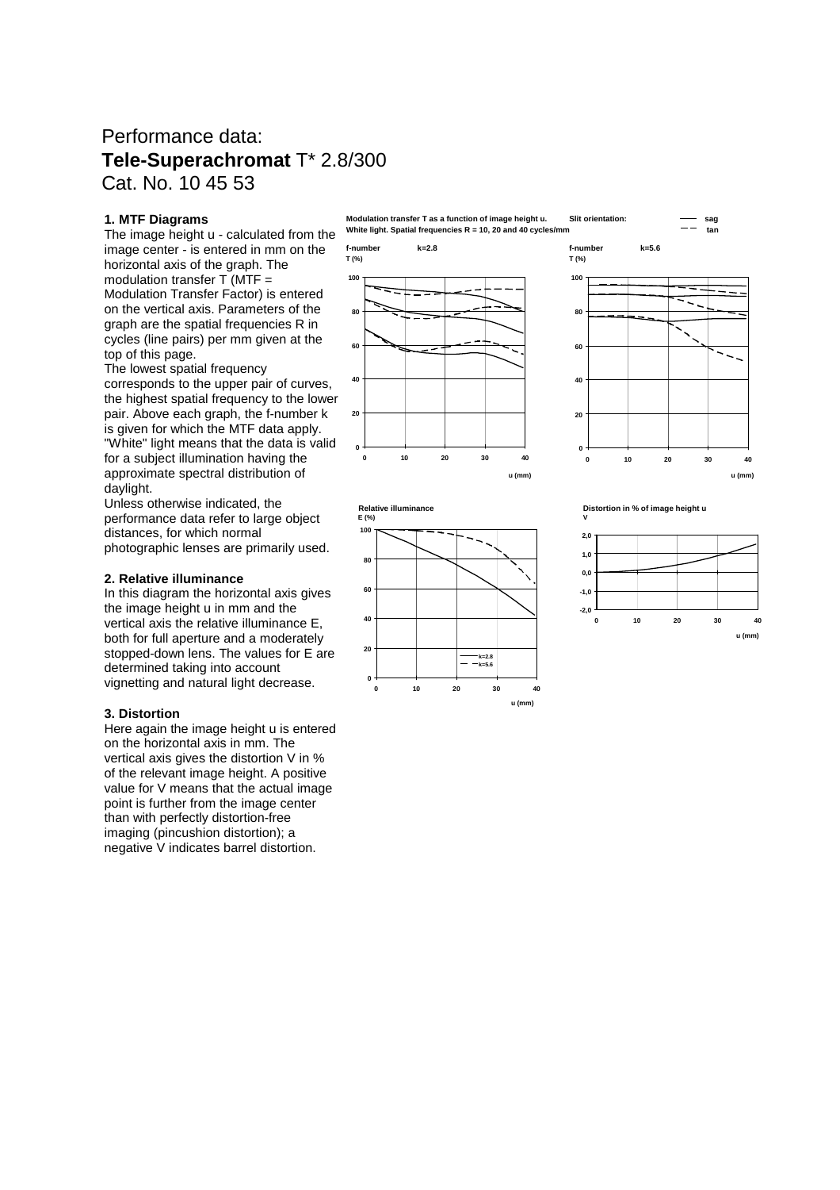Performance data:
**Tele-Superachromat** T* 2.8/300
Cat. No. 10 45 53

### 1. MTF Diagrams

The image height u - calculated from the image center - is entered in mm on the horizontal axis of the graph. The modulation transfer T (MTF = Modulation Transfer Factor) is entered on the vertical axis. Parameters of the graph are the spatial frequencies R in cycles (line pairs) per mm given at the top of this page.
The lowest spatial frequency corresponds to the upper pair of curves, the highest spatial frequency to the lower pair. Above each graph, the f-number k is given for which the MTF data apply.
"White" light means that the data is valid for a subject illumination having the approximate spectral distribution of daylight.
Unless otherwise indicated, the performance data refer to large object distances, for which normal photographic lenses are primarily used.

### 2. Relative illuminance

In this diagram the horizontal axis gives the image height u in mm and the vertical axis the relative illuminance E, both for full aperture and a moderately stopped-down lens. The values for E are determined taking into account vignetting and natural light decrease.

### 3. Distortion

Here again the image height u is entered on the horizontal axis in mm. The vertical axis gives the distortion V in % of the relevant image height. A positive value for V means that the actual image point is further from the image center than with perfectly distortion-free imaging (pincushion distortion); a negative V indicates barrel distortion.

Modulation transfer T as a function of image height u. Slit orientation: — sag, - - tan
White light. Spatial frequencies R = 10, 20 and 40 cycles/mm

f-number k=2.8

f-number k=5.6

Relative illuminance E (%)

Distortion in % of image height u V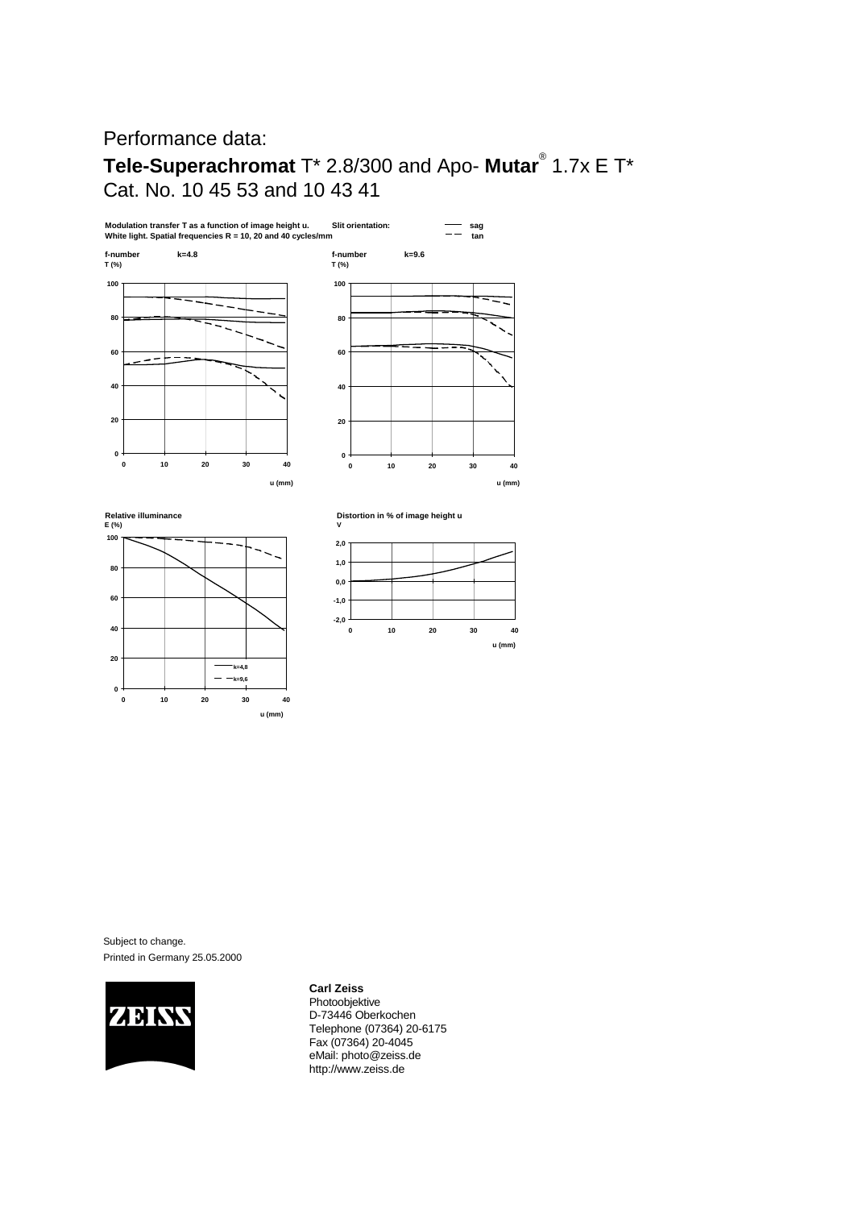Performance data:

# Tele-Superachromat T* 2.8/300 and Apo- Mutar® 1.7x E T*

Cat. No. 10 45 53 and 10 43 41

**Modulation transfer T as a function of image height u.**
**White light. Spatial frequencies R = 10, 20 and 40 cycles/mm**

**Slit orientation:** sag / tan

**f-number k=4.8**
T (%)
100
80
60
40
20
0
0 10 20 30 40
u (mm)

**f-number k=9.6**
T (%)
100
80
60
40
20
0
0 10 20 30 40
u (mm)

**Relative illuminance**
E (%)
100
80
60
40
20
0
0 10 20 30 40
u (mm)
k=4,8
k=9,6

**Distortion in % of image height u**
V
2,0
1,0
0,0
-1,0
-2,0
0 10 20 30 40
u (mm)

Subject to change.
Printed in Germany 25.05.2000

ZEISS

**Carl Zeiss**
Photoobjektive
D-73446 Oberkochen
Telephone (07364) 20-6175
Fax (07364) 20-4045
eMail: photo@zeiss.de
http://www.zeiss.de